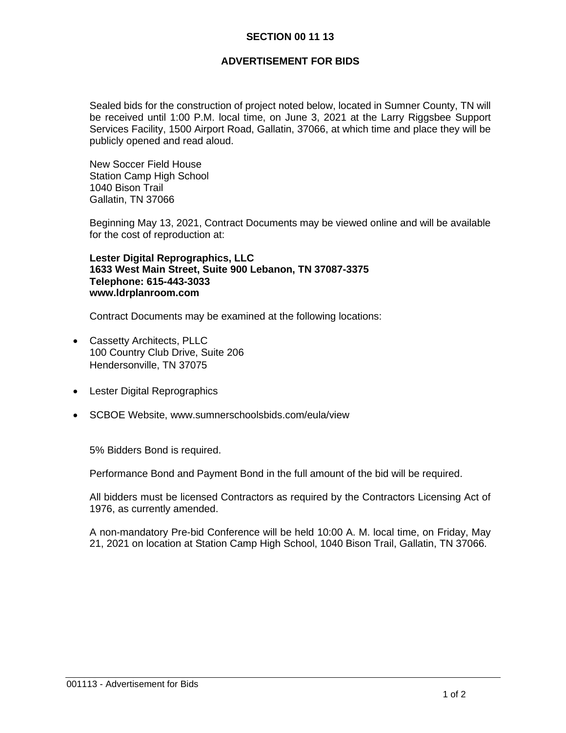# SECTION 00 11 13

## ADVERTISEMENT FOR BIDS

Sealed bids for the construction of project noted below, located in Sumner County, TN will be received until 1:00 P.M. local time, on June 3, 2021 at the Larry Riggsbee Support Services Facility, 1500 Airport Road, Gallatin, 37066, at which time and place they will be publicly opened and read aloud.

New Soccer Field House
Station Camp High School
1040 Bison Trail
Gallatin, TN 37066

Beginning May 13, 2021, Contract Documents may be viewed online and will be available for the cost of reproduction at:

**Lester Digital Reprographics, LLC**
**1633 West Main Street, Suite 900 Lebanon, TN 37087-3375**
**Telephone: 615-443-3033**
**www.ldrplanroom.com**

Contract Documents may be examined at the following locations:

- Cassetty Architects, PLLC
  100 Country Club Drive, Suite 206
  Hendersonville, TN 37075

- Lester Digital Reprographics

- SCBOE Website, www.sumnerschoolsbids.com/eula/view

5% Bidders Bond is required.

Performance Bond and Payment Bond in the full amount of the bid will be required.

All bidders must be licensed Contractors as required by the Contractors Licensing Act of 1976, as currently amended.

A non-mandatory Pre-bid Conference will be held 10:00 A. M. local time, on Friday, May 21, 2021 on location at Station Camp High School, 1040 Bison Trail, Gallatin, TN 37066.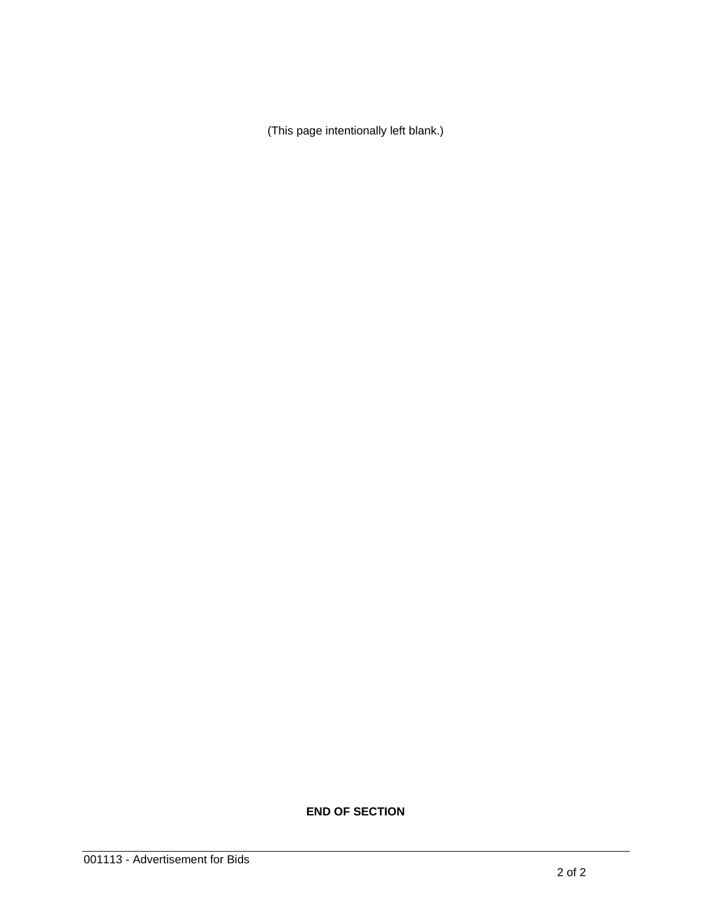(This page intentionally left blank.)

**END OF SECTION**